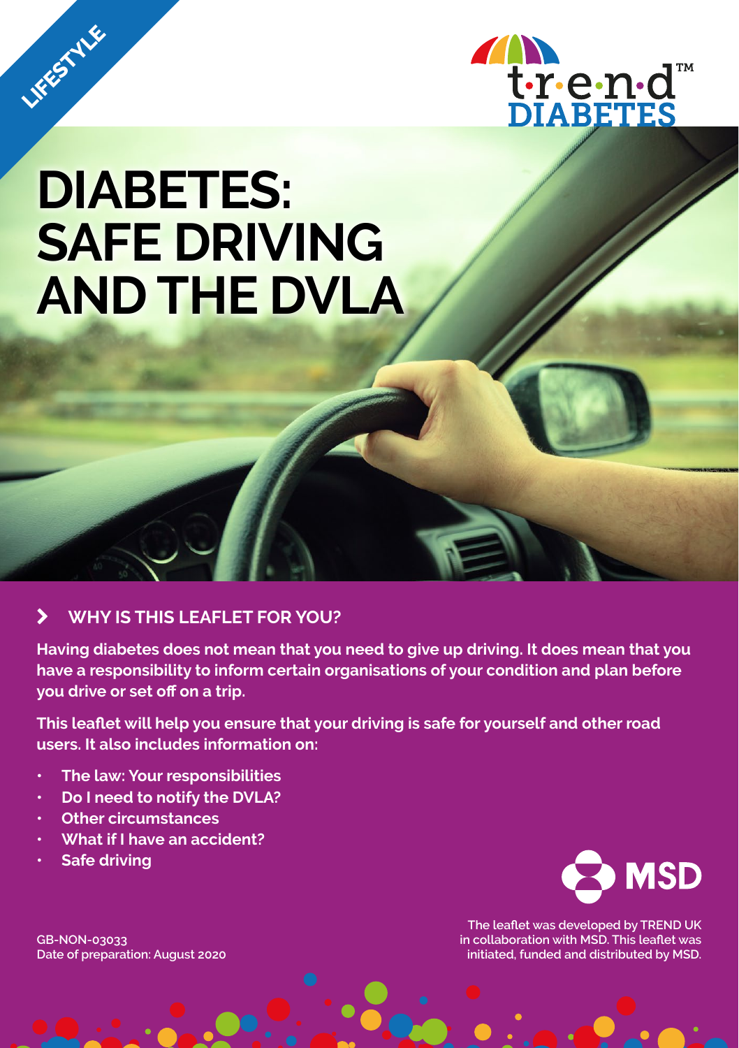LIFESTYLE

trend DIABETES™

# DIABETES: SAFE DRIVING AND THE DVLA

## WHY IS THIS LEAFLET FOR YOU?

**Having diabetes does not mean that you need to give up driving. It does mean that you have a responsibility to inform certain organisations of your condition and plan before you drive or set off on a trip.**

**This leaflet will help you ensure that your driving is safe for yourself and other road users. It also includes information on:**

- **The law: Your responsibilities**
- **Do I need to notify the DVLA?**
- **Other circumstances**
- **What if I have an accident?**
- **Safe driving**

MSD

The leaflet was developed by TREND UK in collaboration with MSD. This leaflet was initiated, funded and distributed by MSD.

GB-NON-03033
Date of preparation: August 2020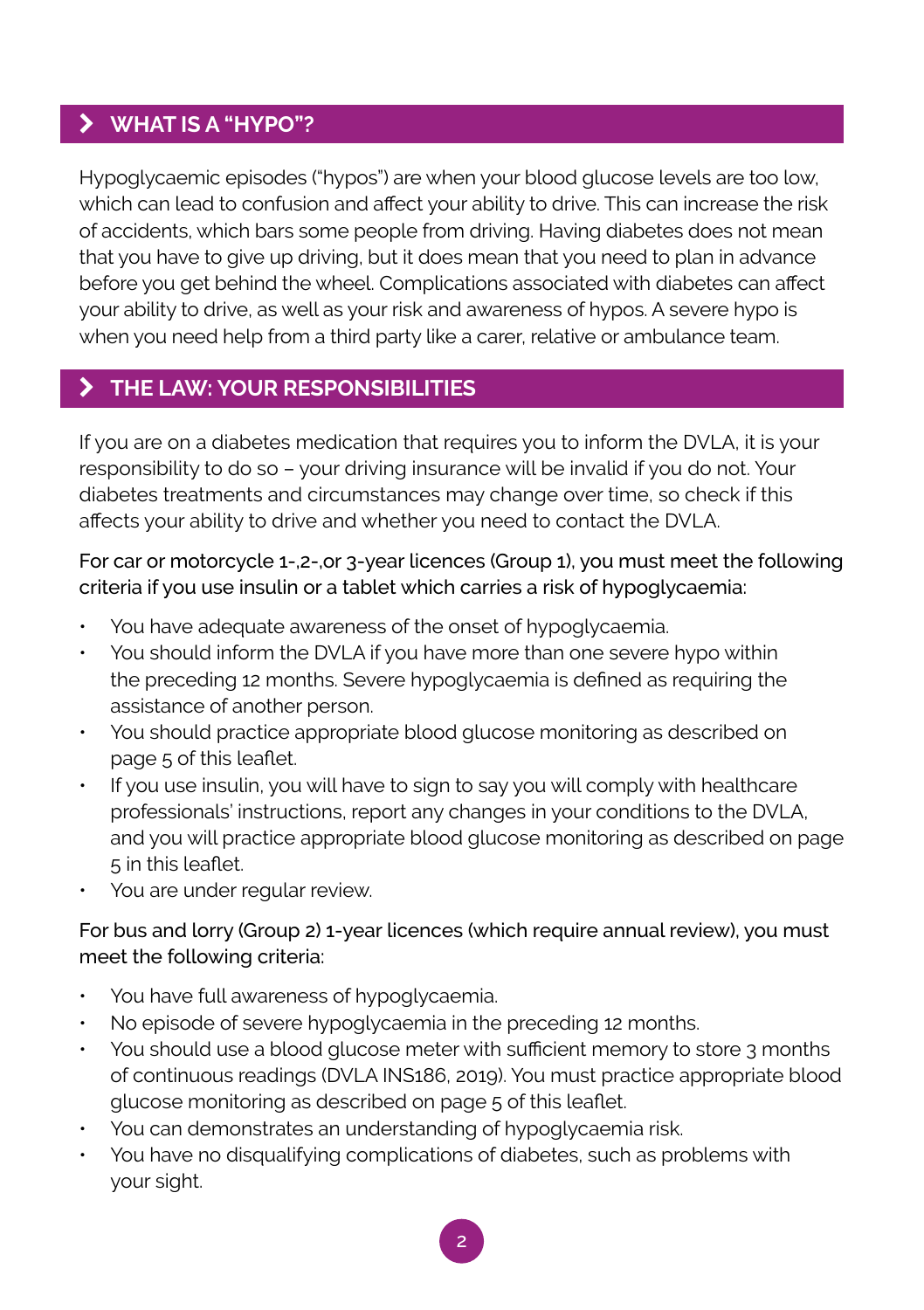## WHAT IS A "HYPO"?

Hypoglycaemic episodes ("hypos") are when your blood glucose levels are too low, which can lead to confusion and affect your ability to drive. This can increase the risk of accidents, which bars some people from driving. Having diabetes does not mean that you have to give up driving, but it does mean that you need to plan in advance before you get behind the wheel. Complications associated with diabetes can affect your ability to drive, as well as your risk and awareness of hypos. A severe hypo is when you need help from a third party like a carer, relative or ambulance team.

## THE LAW: YOUR RESPONSIBILITIES

If you are on a diabetes medication that requires you to inform the DVLA, it is your responsibility to do so – your driving insurance will be invalid if you do not. Your diabetes treatments and circumstances may change over time, so check if this affects your ability to drive and whether you need to contact the DVLA.

For car or motorcycle 1-,2-,or 3-year licences (Group 1), you must meet the following criteria if you use insulin or a tablet which carries a risk of hypoglycaemia:

- You have adequate awareness of the onset of hypoglycaemia.
- You should inform the DVLA if you have more than one severe hypo within the preceding 12 months. Severe hypoglycaemia is defined as requiring the assistance of another person.
- You should practice appropriate blood glucose monitoring as described on page 5 of this leaflet.
- If you use insulin, you will have to sign to say you will comply with healthcare professionals' instructions, report any changes in your conditions to the DVLA, and you will practice appropriate blood glucose monitoring as described on page 5 in this leaflet.
- You are under regular review.

For bus and lorry (Group 2) 1-year licences (which require annual review), you must meet the following criteria:

- You have full awareness of hypoglycaemia.
- No episode of severe hypoglycaemia in the preceding 12 months.
- You should use a blood glucose meter with sufficient memory to store 3 months of continuous readings (DVLA INS186, 2019). You must practice appropriate blood glucose monitoring as described on page 5 of this leaflet.
- You can demonstrates an understanding of hypoglycaemia risk.
- You have no disqualifying complications of diabetes, such as problems with your sight.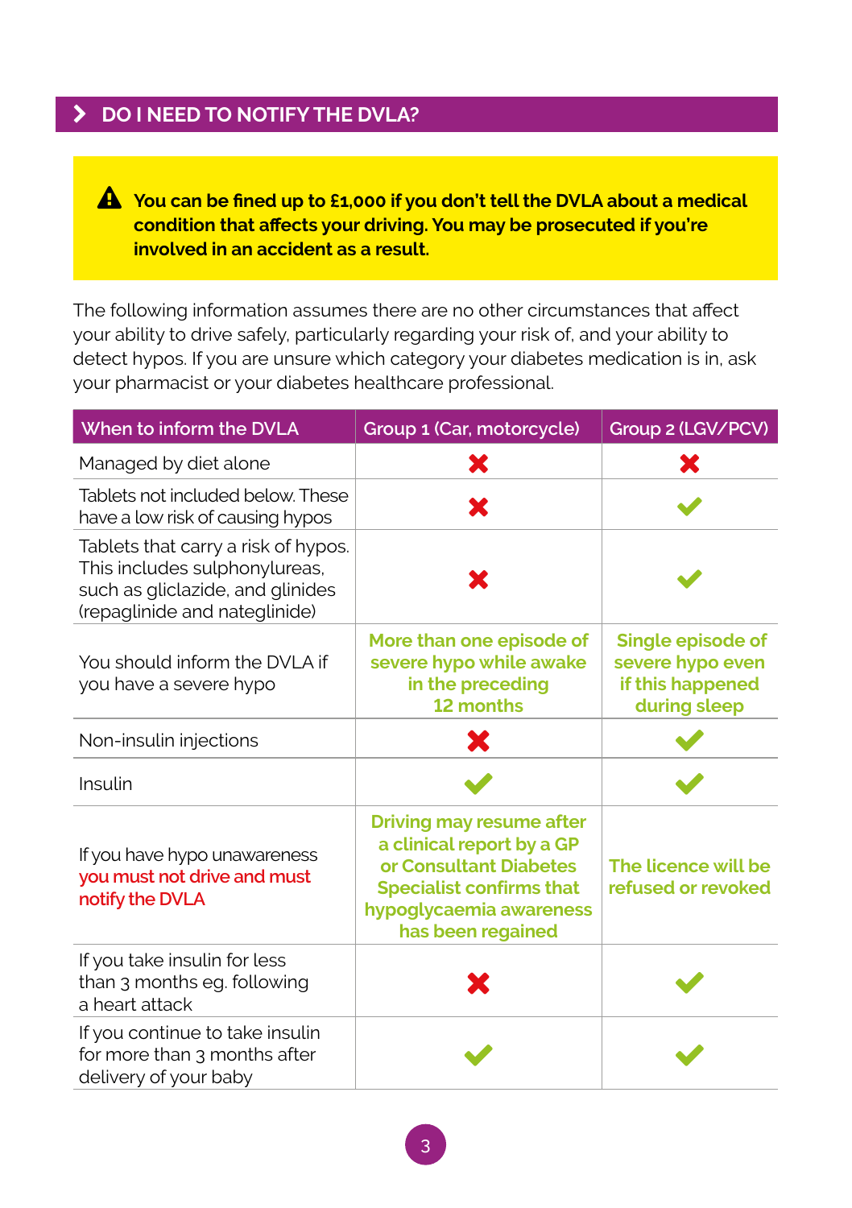## DO I NEED TO NOTIFY THE DVLA?

**⚠ You can be fined up to £1,000 if you don't tell the DVLA about a medical condition that affects your driving. You may be prosecuted if you're involved in an accident as a result.**

The following information assumes there are no other circumstances that affect your ability to drive safely, particularly regarding your risk of, and your ability to detect hypos. If you are unsure which category your diabetes medication is in, ask your pharmacist or your diabetes healthcare professional.

| When to inform the DVLA | Group 1 (Car, motorcycle) | Group 2 (LGV/PCV) |
|---|---|---|
| Managed by diet alone | ✘ | ✘ |
| Tablets not included below. These have a low risk of causing hypos | ✘ | ✔ |
| Tablets that carry a risk of hypos. This includes sulphonylureas, such as gliclazide, and glinides (repaglinide and nateglinide) | ✘ | ✔ |
| You should inform the DVLA if you have a severe hypo | **More than one episode of severe hypo while awake in the preceding 12 months** | **Single episode of severe hypo even if this happened during sleep** |
| Non-insulin injections | ✘ | ✔ |
| Insulin | ✔ | ✔ |
| If you have hypo unawareness **you must not drive and must notify the DVLA** | **Driving may resume after a clinical report by a GP or Consultant Diabetes Specialist confirms that hypoglycaemia awareness has been regained** | **The licence will be refused or revoked** |
| If you take insulin for less than 3 months eg. following a heart attack | ✘ | ✔ |
| If you continue to take insulin for more than 3 months after delivery of your baby | ✔ | ✔ |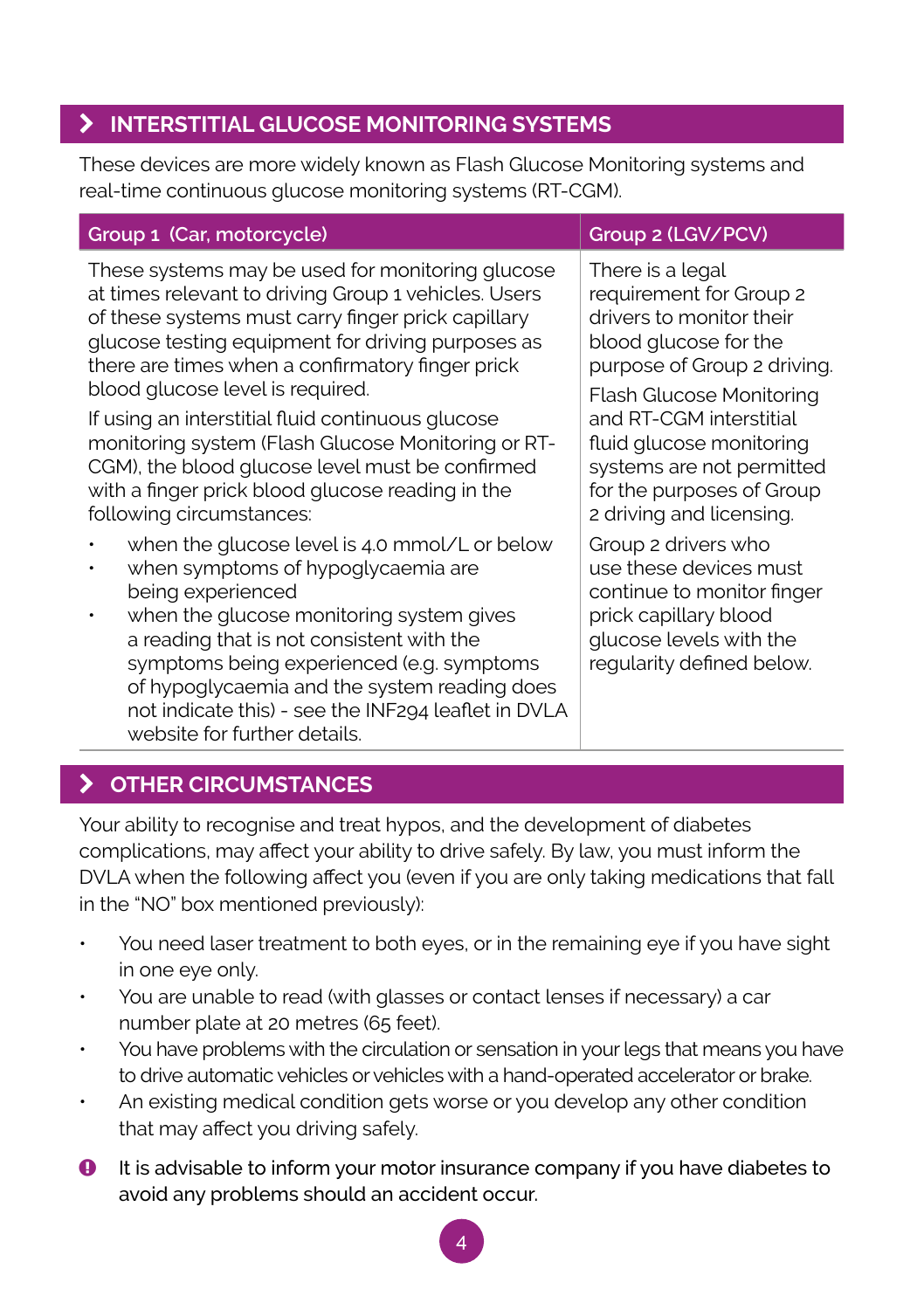## INTERSTITIAL GLUCOSE MONITORING SYSTEMS

These devices are more widely known as Flash Glucose Monitoring systems and real-time continuous glucose monitoring systems (RT-CGM).

| Group 1 (Car, motorcycle) | Group 2 (LGV/PCV) |
|---|---|
| These systems may be used for monitoring glucose at times relevant to driving Group 1 vehicles. Users of these systems must carry finger prick capillary glucose testing equipment for driving purposes as there are times when a confirmatory finger prick blood glucose level is required.<br><br>If using an interstitial fluid continuous glucose monitoring system (Flash Glucose Monitoring or RT-CGM), the blood glucose level must be confirmed with a finger prick blood glucose reading in the following circumstances:<br><br>• when the glucose level is 4.0 mmol/L or below<br>• when symptoms of hypoglycaemia are being experienced<br>• when the glucose monitoring system gives a reading that is not consistent with the symptoms being experienced (e.g. symptoms of hypoglycaemia and the system reading does not indicate this) - see the INF294 leaflet in DVLA website for further details. | There is a legal requirement for Group 2 drivers to monitor their blood glucose for the purpose of Group 2 driving.<br><br>Flash Glucose Monitoring and RT-CGM interstitial fluid glucose monitoring systems are not permitted for the purposes of Group 2 driving and licensing.<br><br>Group 2 drivers who use these devices must continue to monitor finger prick capillary blood glucose levels with the regularity defined below. |

## OTHER CIRCUMSTANCES

Your ability to recognise and treat hypos, and the development of diabetes complications, may affect your ability to drive safely. By law, you must inform the DVLA when the following affect you (even if you are only taking medications that fall in the "NO" box mentioned previously):

- You need laser treatment to both eyes, or in the remaining eye if you have sight in one eye only.
- You are unable to read (with glasses or contact lenses if necessary) a car number plate at 20 metres (65 feet).
- You have problems with the circulation or sensation in your legs that means you have to drive automatic vehicles or vehicles with a hand-operated accelerator or brake.
- An existing medical condition gets worse or you develop any other condition that may affect you driving safely.

It is advisable to inform your motor insurance company if you have diabetes to avoid any problems should an accident occur.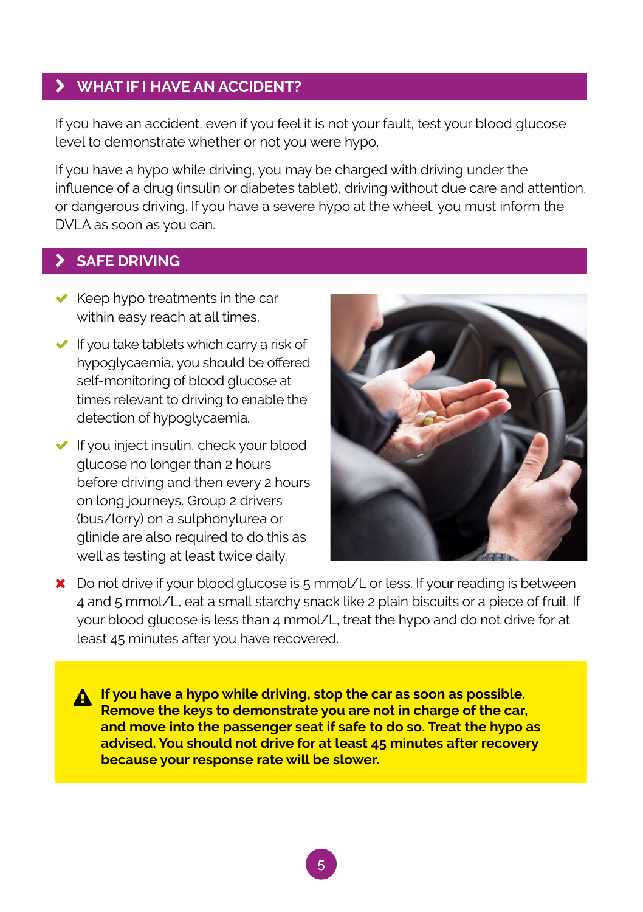## WHAT IF I HAVE AN ACCIDENT?

If you have an accident, even if you feel it is not your fault, test your blood glucose level to demonstrate whether or not you were hypo.

If you have a hypo while driving, you may be charged with driving under the influence of a drug (insulin or diabetes tablet), driving without due care and attention, or dangerous driving. If you have a severe hypo at the wheel, you must inform the DVLA as soon as you can.

## SAFE DRIVING

- ✔ Keep hypo treatments in the car within easy reach at all times.
- ✔ If you take tablets which carry a risk of hypoglycaemia, you should be offered self-monitoring of blood glucose at times relevant to driving to enable the detection of hypoglycaemia.
- ✔ If you inject insulin, check your blood glucose no longer than 2 hours before driving and then every 2 hours on long journeys. Group 2 drivers (bus/lorry) on a sulphonylurea or glinide are also required to do this as well as testing at least twice daily.
- ✖ Do not drive if your blood glucose is 5 mmol/L or less. If your reading is between 4 and 5 mmol/L, eat a small starchy snack like 2 plain biscuits or a piece of fruit. If your blood glucose is less than 4 mmol/L, treat the hypo and do not drive for at least 45 minutes after you have recovered.

**⚠ If you have a hypo while driving, stop the car as soon as possible. Remove the keys to demonstrate you are not in charge of the car, and move into the passenger seat if safe to do so. Treat the hypo as advised. You should not drive for at least 45 minutes after recovery because your response rate will be slower.**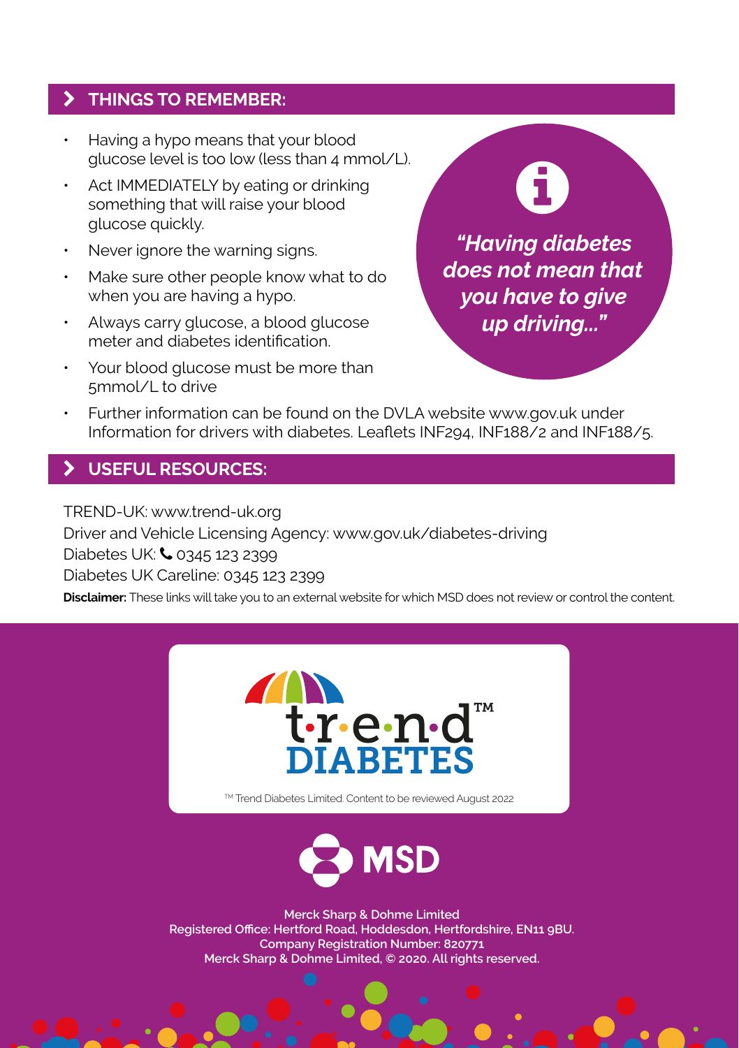## THINGS TO REMEMBER:

- Having a hypo means that your blood glucose level is too low (less than 4 mmol/L).
- Act IMMEDIATELY by eating or drinking something that will raise your blood glucose quickly.
- Never ignore the warning signs.
- Make sure other people know what to do when you are having a hypo.
- Always carry glucose, a blood glucose meter and diabetes identification.
- Your blood glucose must be more than 5mmol/L to drive
- Further information can be found on the DVLA website www.gov.uk under Information for drivers with diabetes. Leaflets INF294, INF188/2 and INF188/5.

***"Having diabetes does not mean that you have to give up driving..."***

## USEFUL RESOURCES:

TRENDUK: www.trend-uk.org
Driver and Vehicle Licensing Agency: www.gov.uk/diabetes-driving
Diabetes UK: 0345 123 2399
Diabetes UK Careline: 0345 123 2399

**Disclaimer:** These links will take you to an external website for which MSD does not review or control the content.

trend™ DIABETES

™ Trend Diabetes Limited. Content to be reviewed August 2022

MSD

**Merck Sharp & Dohme Limited**
**Registered Office: Hertford Road, Hoddesdon, Hertfordshire, EN11 9BU.**
**Company Registration Number: 820771**
**Merck Sharp & Dohme Limited, © 2020. All rights reserved.**